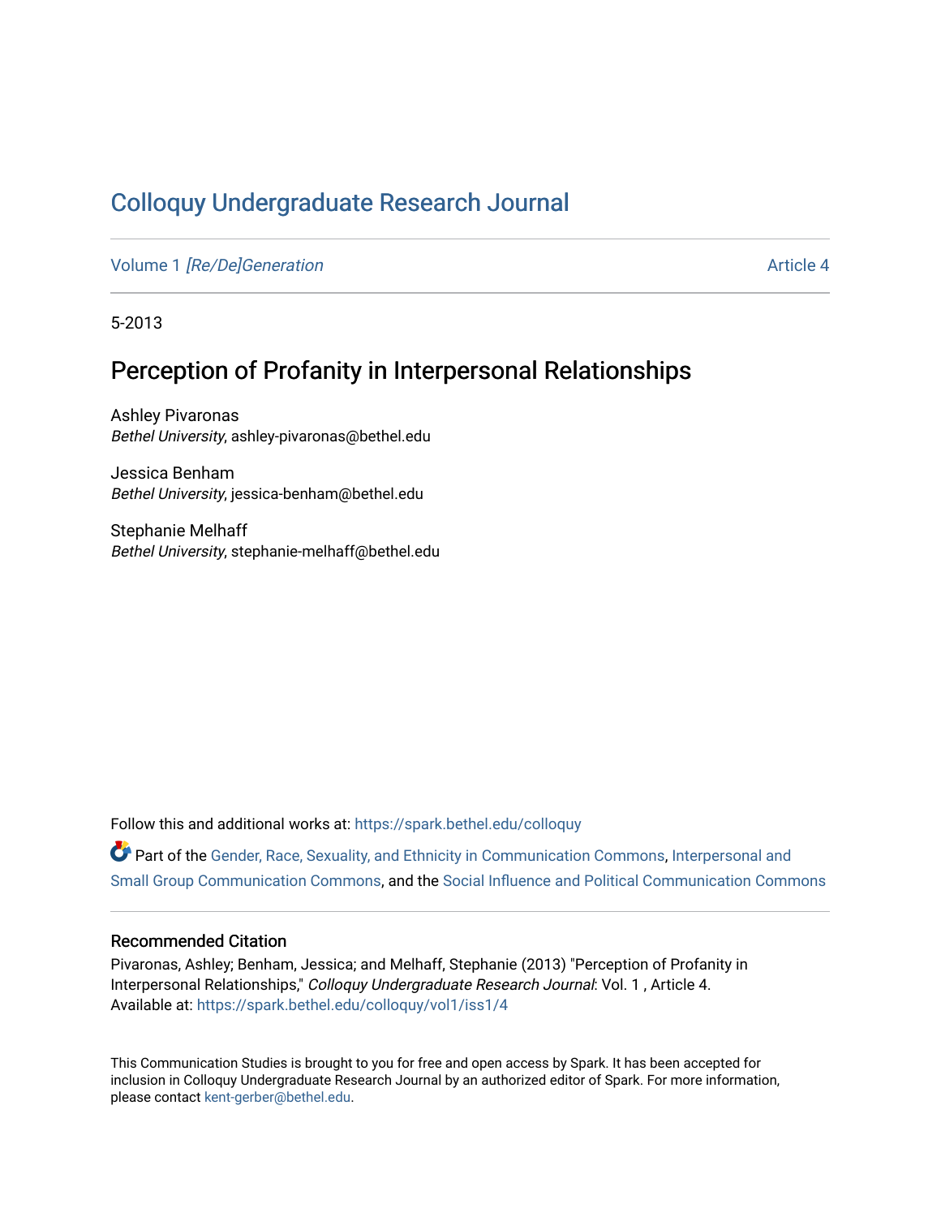# Colloquy Undergraduate Research Journal

Volume 1 *[Re/De]Generation* Article 4

5-2013

## Perception of Profanity in Interpersonal Relationships

Ashley Pivaronas
*Bethel University*, ashley-pivaronas@bethel.edu

Jessica Benham
*Bethel University*, jessica-benham@bethel.edu

Stephanie Melhaff
*Bethel University*, stephanie-melhaff@bethel.edu

Follow this and additional works at: https://spark.bethel.edu/colloquy

Part of the Gender, Race, Sexuality, and Ethnicity in Communication Commons, Interpersonal and Small Group Communication Commons, and the Social Influence and Political Communication Commons

### Recommended Citation

Pivaronas, Ashley; Benham, Jessica; and Melhaff, Stephanie (2013) "Perception of Profanity in Interpersonal Relationships," *Colloquy Undergraduate Research Journal*: Vol. 1 , Article 4.
Available at: https://spark.bethel.edu/colloquy/vol1/iss1/4

This Communication Studies is brought to you for free and open access by Spark. It has been accepted for inclusion in Colloquy Undergraduate Research Journal by an authorized editor of Spark. For more information, please contact kent-gerber@bethel.edu.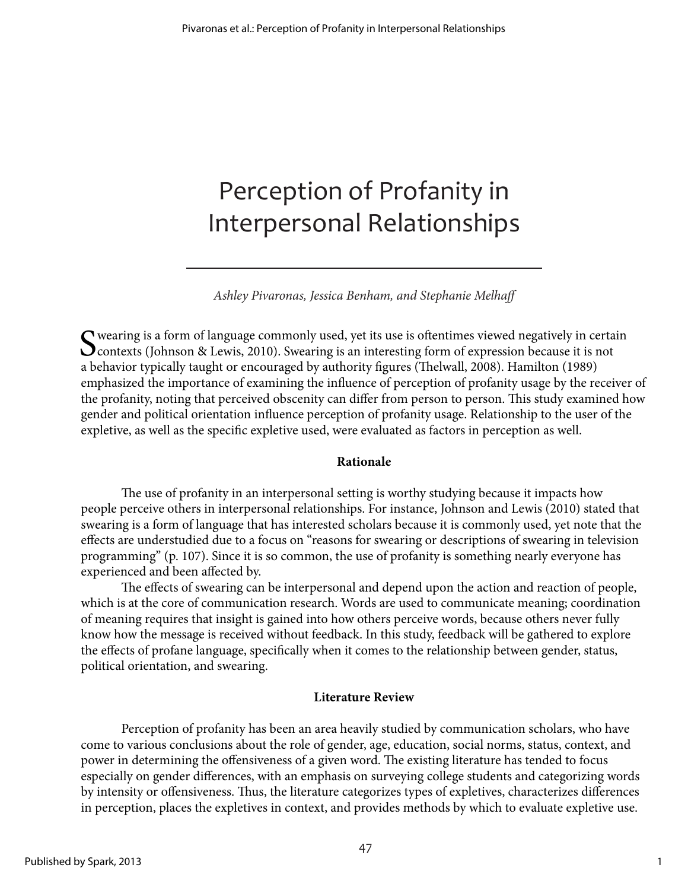# Perception of Profanity in Interpersonal Relationships

*Ashley Pivaronas, Jessica Benham, and Stephanie Melhaff*

Swearing is a form of language commonly used, yet its use is oftentimes viewed negatively in certain contexts (Johnson & Lewis, 2010). Swearing is an interesting form of expression because it is not a behavior typically taught or encouraged by authority figures (Thelwall, 2008). Hamilton (1989) emphasized the importance of examining the influence of perception of profanity usage by the receiver of the profanity, noting that perceived obscenity can differ from person to person. This study examined how gender and political orientation influence perception of profanity usage. Relationship to the user of the expletive, as well as the specific expletive used, were evaluated as factors in perception as well.

## Rationale

The use of profanity in an interpersonal setting is worthy studying because it impacts how people perceive others in interpersonal relationships. For instance, Johnson and Lewis (2010) stated that swearing is a form of language that has interested scholars because it is commonly used, yet note that the effects are understudied due to a focus on "reasons for swearing or descriptions of swearing in television programming" (p. 107). Since it is so common, the use of profanity is something nearly everyone has experienced and been affected by.

The effects of swearing can be interpersonal and depend upon the action and reaction of people, which is at the core of communication research. Words are used to communicate meaning; coordination of meaning requires that insight is gained into how others perceive words, because others never fully know how the message is received without feedback. In this study, feedback will be gathered to explore the effects of profane language, specifically when it comes to the relationship between gender, status, political orientation, and swearing.

## Literature Review

Perception of profanity has been an area heavily studied by communication scholars, who have come to various conclusions about the role of gender, age, education, social norms, status, context, and power in determining the offensiveness of a given word. The existing literature has tended to focus especially on gender differences, with an emphasis on surveying college students and categorizing words by intensity or offensiveness. Thus, the literature categorizes types of expletives, characterizes differences in perception, places the expletives in context, and provides methods by which to evaluate expletive use.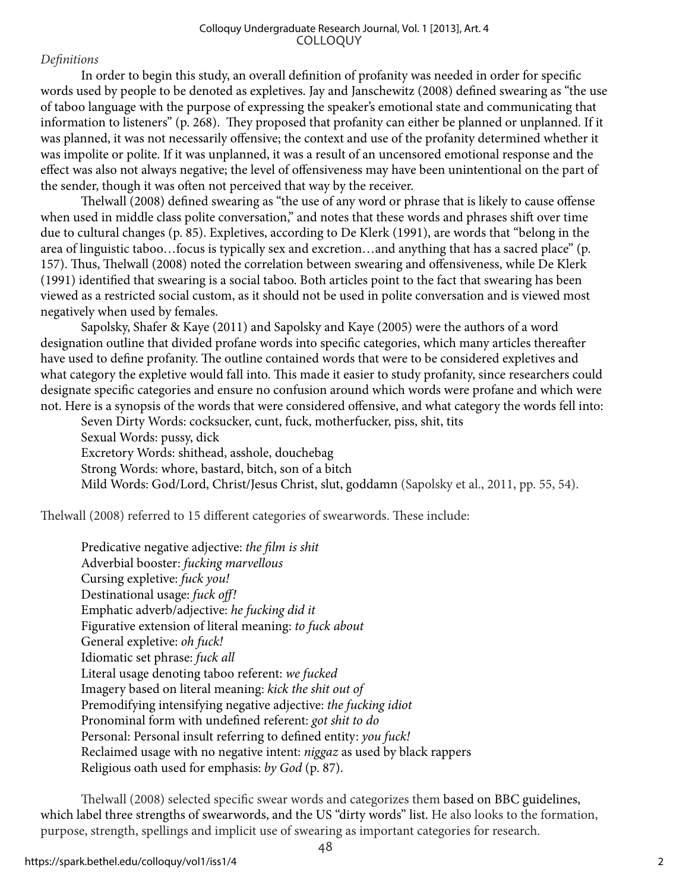*Definitions*

In order to begin this study, an overall definition of profanity was needed in order for specific words used by people to be denoted as expletives. Jay and Janschewitz (2008) defined swearing as "the use of taboo language with the purpose of expressing the speaker's emotional state and communicating that information to listeners" (p. 268). They proposed that profanity can either be planned or unplanned. If it was planned, it was not necessarily offensive; the context and use of the profanity determined whether it was impolite or polite. If it was unplanned, it was a result of an uncensored emotional response and the effect was also not always negative; the level of offensiveness may have been unintentional on the part of the sender, though it was often not perceived that way by the receiver.

Thelwall (2008) defined swearing as "the use of any word or phrase that is likely to cause offense when used in middle class polite conversation," and notes that these words and phrases shift over time due to cultural changes (p. 85). Expletives, according to De Klerk (1991), are words that "belong in the area of linguistic taboo…focus is typically sex and excretion…and anything that has a sacred place" (p. 157). Thus, Thelwall (2008) noted the correlation between swearing and offensiveness, while De Klerk (1991) identified that swearing is a social taboo. Both articles point to the fact that swearing has been viewed as a restricted social custom, as it should not be used in polite conversation and is viewed most negatively when used by females.

Sapolsky, Shafer & Kaye (2011) and Sapolsky and Kaye (2005) were the authors of a word designation outline that divided profane words into specific categories, which many articles thereafter have used to define profanity. The outline contained words that were to be considered expletives and what category the expletive would fall into. This made it easier to study profanity, since researchers could designate specific categories and ensure no confusion around which words were profane and which were not. Here is a synopsis of the words that were considered offensive, and what category the words fell into:

Seven Dirty Words: cocksucker, cunt, fuck, motherfucker, piss, shit, tits
Sexual Words: pussy, dick
Excretory Words: shithead, asshole, douchebag
Strong Words: whore, bastard, bitch, son of a bitch
Mild Words: God/Lord, Christ/Jesus Christ, slut, goddamn (Sapolsky et al., 2011, pp. 55, 54).

Thelwall (2008) referred to 15 different categories of swearwords. These include:

Predicative negative adjective: *the film is shit*
Adverbial booster: *fucking marvellous*
Cursing expletive: *fuck you!*
Destinational usage: *fuck off!*
Emphatic adverb/adjective: *he fucking did it*
Figurative extension of literal meaning: *to fuck about*
General expletive: *oh fuck!*
Idiomatic set phrase: *fuck all*
Literal usage denoting taboo referent: *we fucked*
Imagery based on literal meaning: *kick the shit out of*
Premodifying intensifying negative adjective: *the fucking idiot*
Pronominal form with undefined referent: *got shit to do*
Personal: Personal insult referring to defined entity: *you fuck!*
Reclaimed usage with no negative intent: *niggaz* as used by black rappers
Religious oath used for emphasis: *by God* (p. 87).

Thelwall (2008) selected specific swear words and categorizes them based on BBC guidelines, which label three strengths of swearwords, and the US "dirty words" list. He also looks to the formation, purpose, strength, spellings and implicit use of swearing as important categories for research.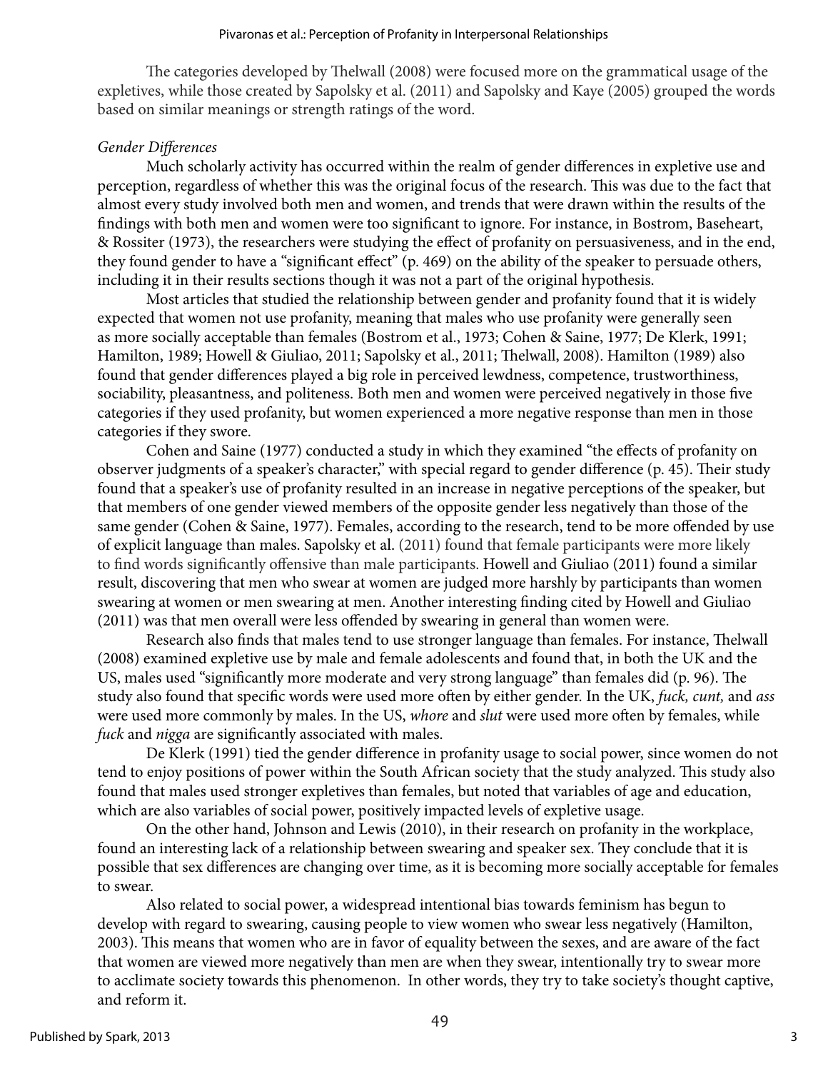The categories developed by Thelwall (2008) were focused more on the grammatical usage of the expletives, while those created by Sapolsky et al. (2011) and Sapolsky and Kaye (2005) grouped the words based on similar meanings or strength ratings of the word.

*Gender Differences*

Much scholarly activity has occurred within the realm of gender differences in expletive use and perception, regardless of whether this was the original focus of the research. This was due to the fact that almost every study involved both men and women, and trends that were drawn within the results of the findings with both men and women were too significant to ignore. For instance, in Bostrom, Baseheart, & Rossiter (1973), the researchers were studying the effect of profanity on persuasiveness, and in the end, they found gender to have a "significant effect" (p. 469) on the ability of the speaker to persuade others, including it in their results sections though it was not a part of the original hypothesis.

Most articles that studied the relationship between gender and profanity found that it is widely expected that women not use profanity, meaning that males who use profanity were generally seen as more socially acceptable than females (Bostrom et al., 1973; Cohen & Saine, 1977; De Klerk, 1991; Hamilton, 1989; Howell & Giuliao, 2011; Sapolsky et al., 2011; Thelwall, 2008). Hamilton (1989) also found that gender differences played a big role in perceived lewdness, competence, trustworthiness, sociability, pleasantness, and politeness. Both men and women were perceived negatively in those five categories if they used profanity, but women experienced a more negative response than men in those categories if they swore.

Cohen and Saine (1977) conducted a study in which they examined "the effects of profanity on observer judgments of a speaker's character," with special regard to gender difference (p. 45). Their study found that a speaker's use of profanity resulted in an increase in negative perceptions of the speaker, but that members of one gender viewed members of the opposite gender less negatively than those of the same gender (Cohen & Saine, 1977). Females, according to the research, tend to be more offended by use of explicit language than males. Sapolsky et al. (2011) found that female participants were more likely to find words significantly offensive than male participants. Howell and Giuliao (2011) found a similar result, discovering that men who swear at women are judged more harshly by participants than women swearing at women or men swearing at men. Another interesting finding cited by Howell and Giuliao (2011) was that men overall were less offended by swearing in general than women were.

Research also finds that males tend to use stronger language than females. For instance, Thelwall (2008) examined expletive use by male and female adolescents and found that, in both the UK and the US, males used "significantly more moderate and very strong language" than females did (p. 96). The study also found that specific words were used more often by either gender. In the UK, *fuck, cunt,* and *ass* were used more commonly by males. In the US, *whore* and *slut* were used more often by females, while *fuck* and *nigga* are significantly associated with males.

De Klerk (1991) tied the gender difference in profanity usage to social power, since women do not tend to enjoy positions of power within the South African society that the study analyzed. This study also found that males used stronger expletives than females, but noted that variables of age and education, which are also variables of social power, positively impacted levels of expletive usage.

On the other hand, Johnson and Lewis (2010), in their research on profanity in the workplace, found an interesting lack of a relationship between swearing and speaker sex. They conclude that it is possible that sex differences are changing over time, as it is becoming more socially acceptable for females to swear.

Also related to social power, a widespread intentional bias towards feminism has begun to develop with regard to swearing, causing people to view women who swear less negatively (Hamilton, 2003). This means that women who are in favor of equality between the sexes, and are aware of the fact that women are viewed more negatively than men are when they swear, intentionally try to swear more to acclimate society towards this phenomenon. In other words, they try to take society's thought captive, and reform it.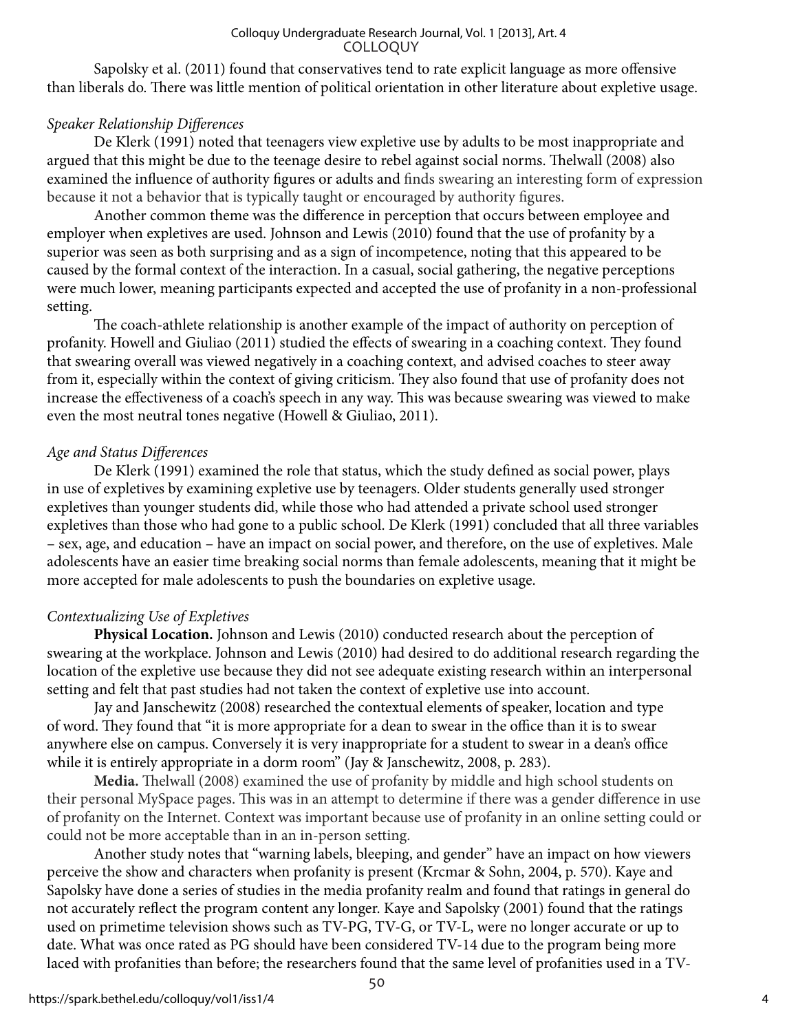Sapolsky et al. (2011) found that conservatives tend to rate explicit language as more offensive than liberals do. There was little mention of political orientation in other literature about expletive usage.

### *Speaker Relationship Differences*

De Klerk (1991) noted that teenagers view expletive use by adults to be most inappropriate and argued that this might be due to the teenage desire to rebel against social norms. Thelwall (2008) also examined the influence of authority figures or adults and finds swearing an interesting form of expression because it not a behavior that is typically taught or encouraged by authority figures.

Another common theme was the difference in perception that occurs between employee and employer when expletives are used. Johnson and Lewis (2010) found that the use of profanity by a superior was seen as both surprising and as a sign of incompetence, noting that this appeared to be caused by the formal context of the interaction. In a casual, social gathering, the negative perceptions were much lower, meaning participants expected and accepted the use of profanity in a non-professional setting.

The coach-athlete relationship is another example of the impact of authority on perception of profanity. Howell and Giuliao (2011) studied the effects of swearing in a coaching context. They found that swearing overall was viewed negatively in a coaching context, and advised coaches to steer away from it, especially within the context of giving criticism. They also found that use of profanity does not increase the effectiveness of a coach's speech in any way. This was because swearing was viewed to make even the most neutral tones negative (Howell & Giuliao, 2011).

### *Age and Status Differences*

De Klerk (1991) examined the role that status, which the study defined as social power, plays in use of expletives by examining expletive use by teenagers. Older students generally used stronger expletives than younger students did, while those who had attended a private school used stronger expletives than those who had gone to a public school. De Klerk (1991) concluded that all three variables – sex, age, and education – have an impact on social power, and therefore, on the use of expletives. Male adolescents have an easier time breaking social norms than female adolescents, meaning that it might be more accepted for male adolescents to push the boundaries on expletive usage.

### *Contextualizing Use of Expletives*

**Physical Location.** Johnson and Lewis (2010) conducted research about the perception of swearing at the workplace. Johnson and Lewis (2010) had desired to do additional research regarding the location of the expletive use because they did not see adequate existing research within an interpersonal setting and felt that past studies had not taken the context of expletive use into account.

Jay and Janschewitz (2008) researched the contextual elements of speaker, location and type of word. They found that "it is more appropriate for a dean to swear in the office than it is to swear anywhere else on campus. Conversely it is very inappropriate for a student to swear in a dean's office while it is entirely appropriate in a dorm room" (Jay & Janschewitz, 2008, p. 283).

**Media.** Thelwall (2008) examined the use of profanity by middle and high school students on their personal MySpace pages. This was in an attempt to determine if there was a gender difference in use of profanity on the Internet. Context was important because use of profanity in an online setting could or could not be more acceptable than in an in-person setting.

Another study notes that "warning labels, bleeping, and gender" have an impact on how viewers perceive the show and characters when profanity is present (Krcmar & Sohn, 2004, p. 570). Kaye and Sapolsky have done a series of studies in the media profanity realm and found that ratings in general do not accurately reflect the program content any longer. Kaye and Sapolsky (2001) found that the ratings used on primetime television shows such as TV-PG, TV-G, or TV-L, were no longer accurate or up to date. What was once rated as PG should have been considered TV-14 due to the program being more laced with profanities than before; the researchers found that the same level of profanities used in a TV-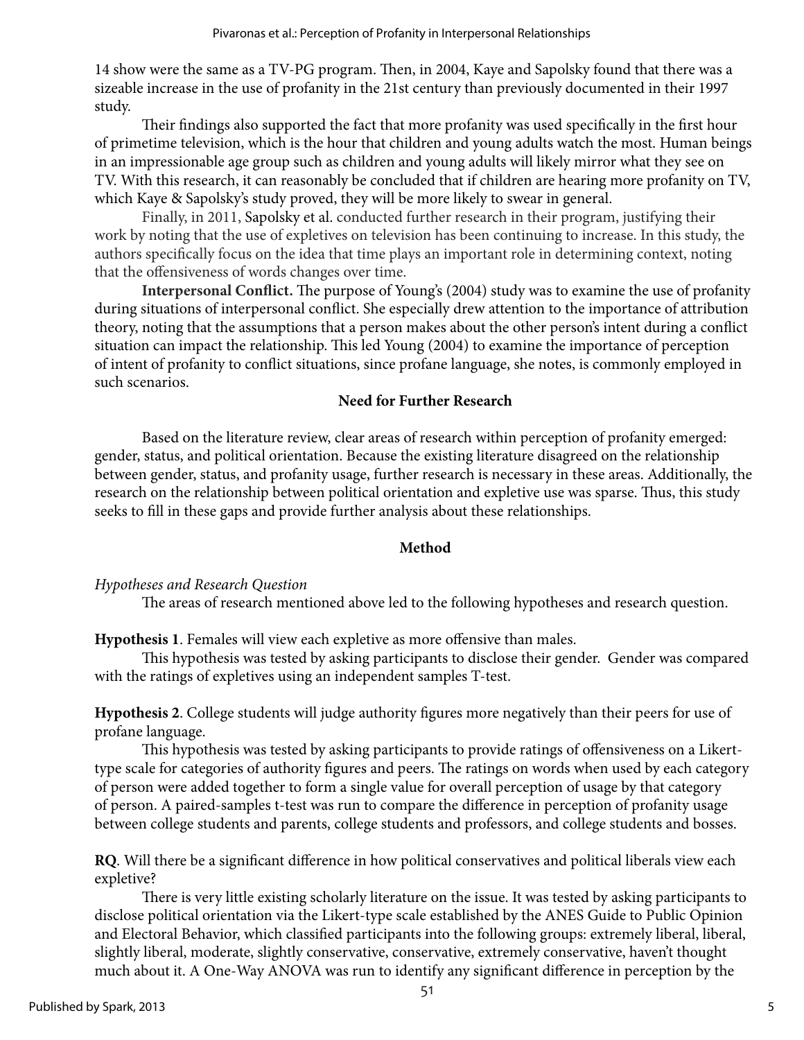14 show were the same as a TV-PG program. Then, in 2004, Kaye and Sapolsky found that there was a sizeable increase in the use of profanity in the 21st century than previously documented in their 1997 study.

Their findings also supported the fact that more profanity was used specifically in the first hour of primetime television, which is the hour that children and young adults watch the most. Human beings in an impressionable age group such as children and young adults will likely mirror what they see on TV. With this research, it can reasonably be concluded that if children are hearing more profanity on TV, which Kaye & Sapolsky's study proved, they will be more likely to swear in general.

Finally, in 2011, Sapolsky et al. conducted further research in their program, justifying their work by noting that the use of expletives on television has been continuing to increase. In this study, the authors specifically focus on the idea that time plays an important role in determining context, noting that the offensiveness of words changes over time.

**Interpersonal Conflict.** The purpose of Young's (2004) study was to examine the use of profanity during situations of interpersonal conflict. She especially drew attention to the importance of attribution theory, noting that the assumptions that a person makes about the other person's intent during a conflict situation can impact the relationship. This led Young (2004) to examine the importance of perception of intent of profanity to conflict situations, since profane language, she notes, is commonly employed in such scenarios.

## Need for Further Research

Based on the literature review, clear areas of research within perception of profanity emerged: gender, status, and political orientation. Because the existing literature disagreed on the relationship between gender, status, and profanity usage, further research is necessary in these areas. Additionally, the research on the relationship between political orientation and expletive use was sparse. Thus, this study seeks to fill in these gaps and provide further analysis about these relationships.

## Method

*Hypotheses and Research Question*

The areas of research mentioned above led to the following hypotheses and research question.

**Hypothesis 1**. Females will view each expletive as more offensive than males.

This hypothesis was tested by asking participants to disclose their gender. Gender was compared with the ratings of expletives using an independent samples T-test.

**Hypothesis 2**. College students will judge authority figures more negatively than their peers for use of profane language.

This hypothesis was tested by asking participants to provide ratings of offensiveness on a Likert-type scale for categories of authority figures and peers. The ratings on words when used by each category of person were added together to form a single value for overall perception of usage by that category of person. A paired-samples t-test was run to compare the difference in perception of profanity usage between college students and parents, college students and professors, and college students and bosses.

**RQ**. Will there be a significant difference in how political conservatives and political liberals view each expletive?

There is very little existing scholarly literature on the issue. It was tested by asking participants to disclose political orientation via the Likert-type scale established by the ANES Guide to Public Opinion and Electoral Behavior, which classified participants into the following groups: extremely liberal, liberal, slightly liberal, moderate, slightly conservative, conservative, extremely conservative, haven't thought much about it. A One-Way ANOVA was run to identify any significant difference in perception by the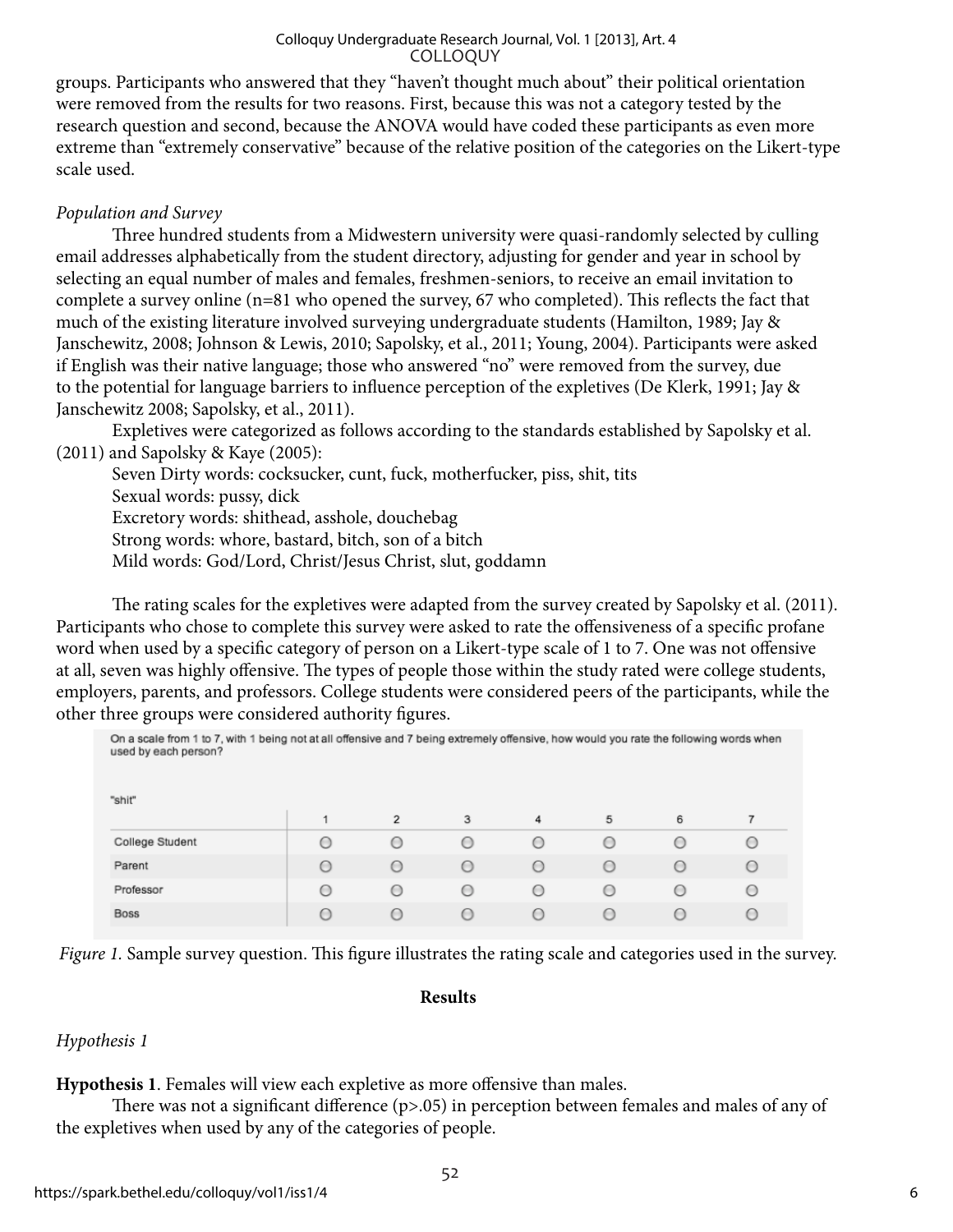groups. Participants who answered that they "haven't thought much about" their political orientation were removed from the results for two reasons. First, because this was not a category tested by the research question and second, because the ANOVA would have coded these participants as even more extreme than "extremely conservative" because of the relative position of the categories on the Likert-type scale used.

*Population and Survey*

Three hundred students from a Midwestern university were quasi-randomly selected by culling email addresses alphabetically from the student directory, adjusting for gender and year in school by selecting an equal number of males and females, freshmen-seniors, to receive an email invitation to complete a survey online (n=81 who opened the survey, 67 who completed). This reflects the fact that much of the existing literature involved surveying undergraduate students (Hamilton, 1989; Jay & Janschewitz, 2008; Johnson & Lewis, 2010; Sapolsky, et al., 2011; Young, 2004). Participants were asked if English was their native language; those who answered "no" were removed from the survey, due to the potential for language barriers to influence perception of the expletives (De Klerk, 1991; Jay & Janschewitz 2008; Sapolsky, et al., 2011).

Expletives were categorized as follows according to the standards established by Sapolsky et al. (2011) and Sapolsky & Kaye (2005):

Seven Dirty words: cocksucker, cunt, fuck, motherfucker, piss, shit, tits
Sexual words: pussy, dick
Excretory words: shithead, asshole, douchebag
Strong words: whore, bastard, bitch, son of a bitch
Mild words: God/Lord, Christ/Jesus Christ, slut, goddamn

The rating scales for the expletives were adapted from the survey created by Sapolsky et al. (2011). Participants who chose to complete this survey were asked to rate the offensiveness of a specific profane word when used by a specific category of person on a Likert-type scale of 1 to 7. One was not offensive at all, seven was highly offensive. The types of people those within the study rated were college students, employers, parents, and professors. College students were considered peers of the participants, while the other three groups were considered authority figures.

On a scale from 1 to 7, with 1 being not at all offensive and 7 being extremely offensive, how would you rate the following words when used by each person?

"shit"

| | 1 | 2 | 3 | 4 | 5 | 6 | 7 |
|---|---|---|---|---|---|---|---|
| College Student | ○ | ○ | ○ | ○ | ○ | ○ | ○ |
| Parent | ○ | ○ | ○ | ○ | ○ | ○ | ○ |
| Professor | ○ | ○ | ○ | ○ | ○ | ○ | ○ |
| Boss | ○ | ○ | ○ | ○ | ○ | ○ | ○ |

*Figure 1.* Sample survey question. This figure illustrates the rating scale and categories used in the survey.

## Results

*Hypothesis 1*

**Hypothesis 1**. Females will view each expletive as more offensive than males.

There was not a significant difference ($p>.05$) in perception between females and males of any of the expletives when used by any of the categories of people.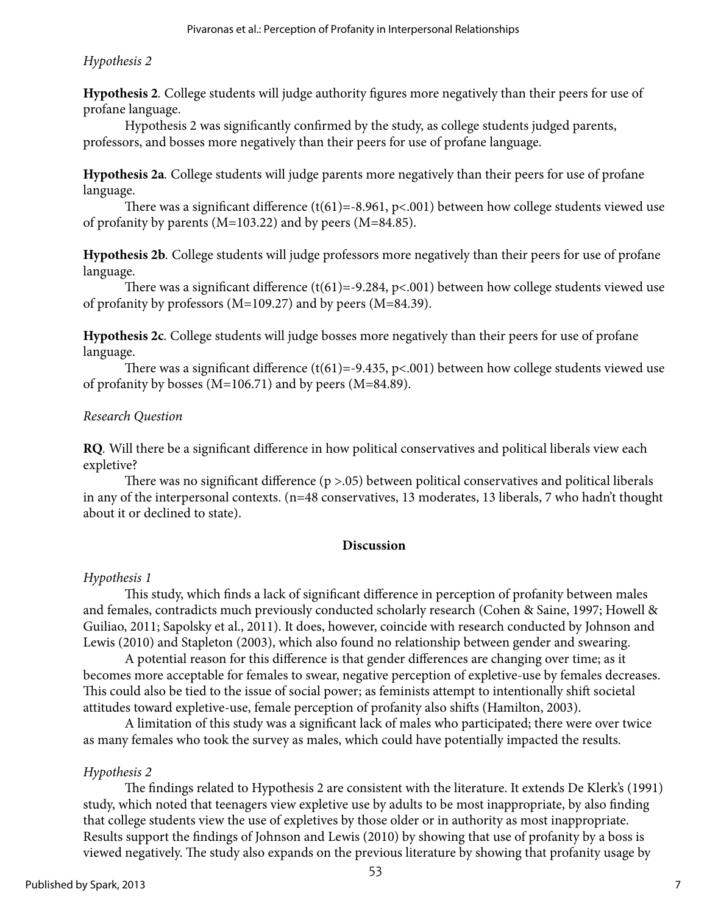*Hypothesis 2*

**Hypothesis 2**. College students will judge authority figures more negatively than their peers for use of profane language.

Hypothesis 2 was significantly confirmed by the study, as college students judged parents, professors, and bosses more negatively than their peers for use of profane language.

**Hypothesis 2a**. College students will judge parents more negatively than their peers for use of profane language.

There was a significant difference ($t(61)=-8.961$, $p<.001$) between how college students viewed use of profanity by parents ($M=103.22$) and by peers ($M=84.85$).

**Hypothesis 2b**. College students will judge professors more negatively than their peers for use of profane language.

There was a significant difference ($t(61)=-9.284$, $p<.001$) between how college students viewed use of profanity by professors ($M=109.27$) and by peers ($M=84.39$).

**Hypothesis 2c**. College students will judge bosses more negatively than their peers for use of profane language.

There was a significant difference ($t(61)=-9.435$, $p<.001$) between how college students viewed use of profanity by bosses ($M=106.71$) and by peers ($M=84.89$).

*Research Question*

**RQ**. Will there be a significant difference in how political conservatives and political liberals view each expletive?

There was no significant difference ($p >.05$) between political conservatives and political liberals in any of the interpersonal contexts. ($n=48$ conservatives, 13 moderates, 13 liberals, 7 who hadn't thought about it or declined to state).

## Discussion

*Hypothesis 1*

This study, which finds a lack of significant difference in perception of profanity between males and females, contradicts much previously conducted scholarly research (Cohen & Saine, 1997; Howell & Guiliao, 2011; Sapolsky et al., 2011). It does, however, coincide with research conducted by Johnson and Lewis (2010) and Stapleton (2003), which also found no relationship between gender and swearing.

A potential reason for this difference is that gender differences are changing over time; as it becomes more acceptable for females to swear, negative perception of expletive-use by females decreases. This could also be tied to the issue of social power; as feminists attempt to intentionally shift societal attitudes toward expletive-use, female perception of profanity also shifts (Hamilton, 2003).

A limitation of this study was a significant lack of males who participated; there were over twice as many females who took the survey as males, which could have potentially impacted the results.

*Hypothesis 2*

The findings related to Hypothesis 2 are consistent with the literature. It extends De Klerk's (1991) study, which noted that teenagers view expletive use by adults to be most inappropriate, by also finding that college students view the use of expletives by those older or in authority as most inappropriate. Results support the findings of Johnson and Lewis (2010) by showing that use of profanity by a boss is viewed negatively. The study also expands on the previous literature by showing that profanity usage by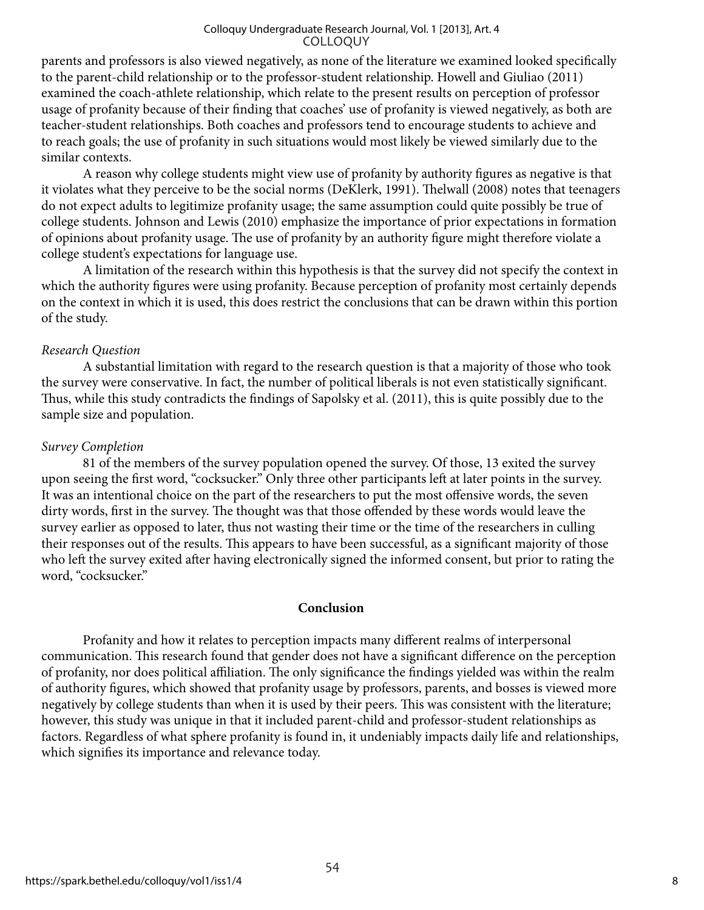parents and professors is also viewed negatively, as none of the literature we examined looked specifically to the parent-child relationship or to the professor-student relationship. Howell and Giuliao (2011) examined the coach-athlete relationship, which relate to the present results on perception of professor usage of profanity because of their finding that coaches' use of profanity is viewed negatively, as both are teacher-student relationships. Both coaches and professors tend to encourage students to achieve and to reach goals; the use of profanity in such situations would most likely be viewed similarly due to the similar contexts.

A reason why college students might view use of profanity by authority figures as negative is that it violates what they perceive to be the social norms (DeKlerk, 1991). Thelwall (2008) notes that teenagers do not expect adults to legitimize profanity usage; the same assumption could quite possibly be true of college students. Johnson and Lewis (2010) emphasize the importance of prior expectations in formation of opinions about profanity usage. The use of profanity by an authority figure might therefore violate a college student's expectations for language use.

A limitation of the research within this hypothesis is that the survey did not specify the context in which the authority figures were using profanity. Because perception of profanity most certainly depends on the context in which it is used, this does restrict the conclusions that can be drawn within this portion of the study.

*Research Question*

A substantial limitation with regard to the research question is that a majority of those who took the survey were conservative. In fact, the number of political liberals is not even statistically significant. Thus, while this study contradicts the findings of Sapolsky et al. (2011), this is quite possibly due to the sample size and population.

*Survey Completion*

81 of the members of the survey population opened the survey. Of those, 13 exited the survey upon seeing the first word, "cocksucker." Only three other participants left at later points in the survey. It was an intentional choice on the part of the researchers to put the most offensive words, the seven dirty words, first in the survey. The thought was that those offended by these words would leave the survey earlier as opposed to later, thus not wasting their time or the time of the researchers in culling their responses out of the results. This appears to have been successful, as a significant majority of those who left the survey exited after having electronically signed the informed consent, but prior to rating the word, "cocksucker."

## Conclusion

Profanity and how it relates to perception impacts many different realms of interpersonal communication. This research found that gender does not have a significant difference on the perception of profanity, nor does political affiliation. The only significance the findings yielded was within the realm of authority figures, which showed that profanity usage by professors, parents, and bosses is viewed more negatively by college students than when it is used by their peers. This was consistent with the literature; however, this study was unique in that it included parent-child and professor-student relationships as factors. Regardless of what sphere profanity is found in, it undeniably impacts daily life and relationships, which signifies its importance and relevance today.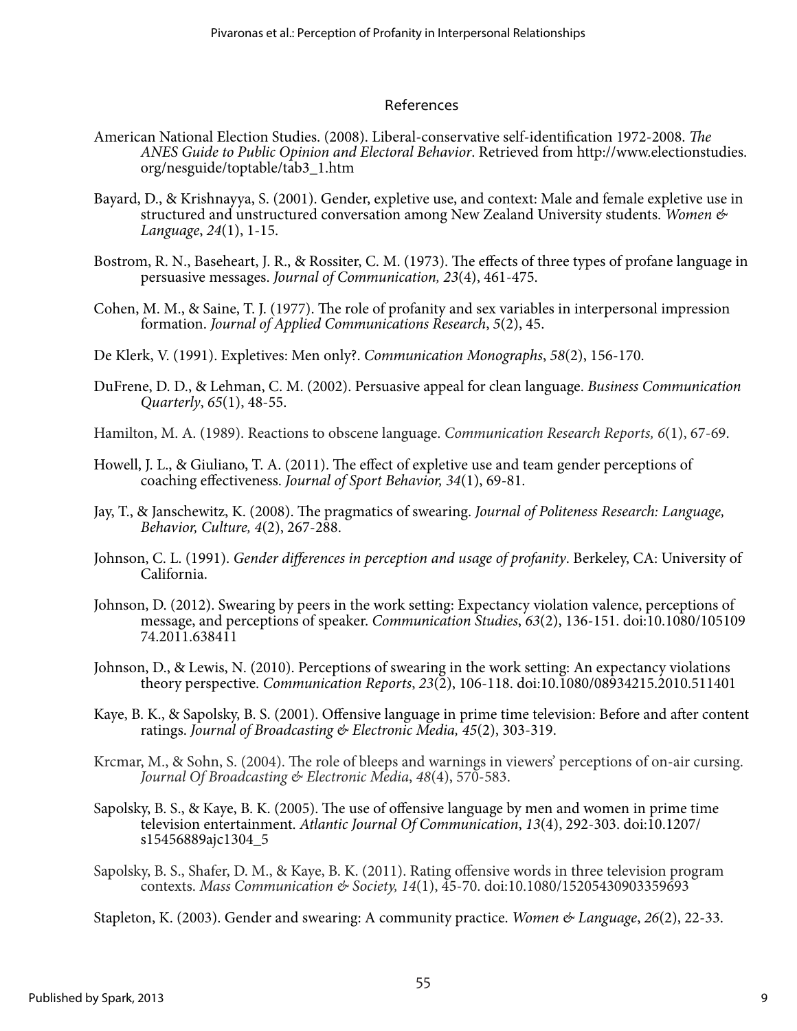## References

American National Election Studies. (2008). Liberal-conservative self-identification 1972-2008. *The ANES Guide to Public Opinion and Electoral Behavior*. Retrieved from http://www.electionstudies.org/nesguide/toptable/tab3_1.htm

Bayard, D., & Krishnayya, S. (2001). Gender, expletive use, and context: Male and female expletive use in structured and unstructured conversation among New Zealand University students. *Women & Language*, *24*(1), 1-15.

Bostrom, R. N., Baseheart, J. R., & Rossiter, C. M. (1973). The effects of three types of profane language in persuasive messages. *Journal of Communication, 23*(4), 461-475.

Cohen, M. M., & Saine, T. J. (1977). The role of profanity and sex variables in interpersonal impression formation. *Journal of Applied Communications Research*, *5*(2), 45.

De Klerk, V. (1991). Expletives: Men only?. *Communication Monographs*, *58*(2), 156-170.

DuFrene, D. D., & Lehman, C. M. (2002). Persuasive appeal for clean language. *Business Communication Quarterly*, *65*(1), 48-55.

Hamilton, M. A. (1989). Reactions to obscene language. *Communication Research Reports, 6*(1), 67-69.

Howell, J. L., & Giuliano, T. A. (2011). The effect of expletive use and team gender perceptions of coaching effectiveness. *Journal of Sport Behavior, 34*(1), 69-81.

Jay, T., & Janschewitz, K. (2008). The pragmatics of swearing. *Journal of Politeness Research: Language, Behavior, Culture, 4*(2), 267-288.

Johnson, C. L. (1991). *Gender differences in perception and usage of profanity*. Berkeley, CA: University of California.

Johnson, D. (2012). Swearing by peers in the work setting: Expectancy violation valence, perceptions of message, and perceptions of speaker. *Communication Studies*, *63*(2), 136-151. doi:10.1080/10510974.2011.638411

Johnson, D., & Lewis, N. (2010). Perceptions of swearing in the work setting: An expectancy violations theory perspective. *Communication Reports*, *23*(2), 106-118. doi:10.1080/08934215.2010.511401

Kaye, B. K., & Sapolsky, B. S. (2001). Offensive language in prime time television: Before and after content ratings. *Journal of Broadcasting & Electronic Media, 45*(2), 303-319.

Krcmar, M., & Sohn, S. (2004). The role of bleeps and warnings in viewers' perceptions of on-air cursing. *Journal Of Broadcasting & Electronic Media*, *48*(4), 570-583.

Sapolsky, B. S., & Kaye, B. K. (2005). The use of offensive language by men and women in prime time television entertainment. *Atlantic Journal Of Communication*, *13*(4), 292-303. doi:10.1207/s15456889ajc1304_5

Sapolsky, B. S., Shafer, D. M., & Kaye, B. K. (2011). Rating offensive words in three television program contexts. *Mass Communication & Society, 14*(1), 45-70. doi:10.1080/15205430903359693

Stapleton, K. (2003). Gender and swearing: A community practice. *Women & Language*, *26*(2), 22-33.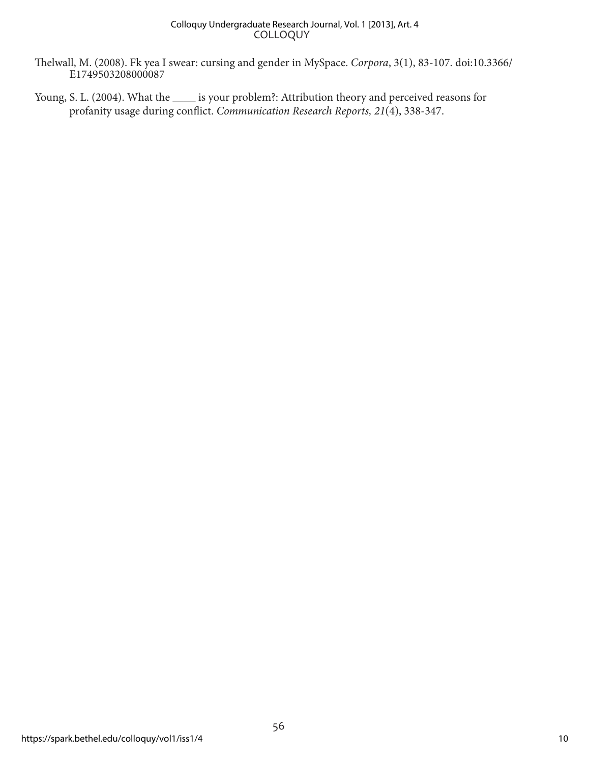Thelwall, M. (2008). Fk yea I swear: cursing and gender in MySpace. *Corpora*, 3(1), 83-107. doi:10.3366/E1749503208000087

Young, S. L. (2004). What the ____ is your problem?: Attribution theory and perceived reasons for profanity usage during conflict. *Communication Research Reports, 21*(4), 338-347.